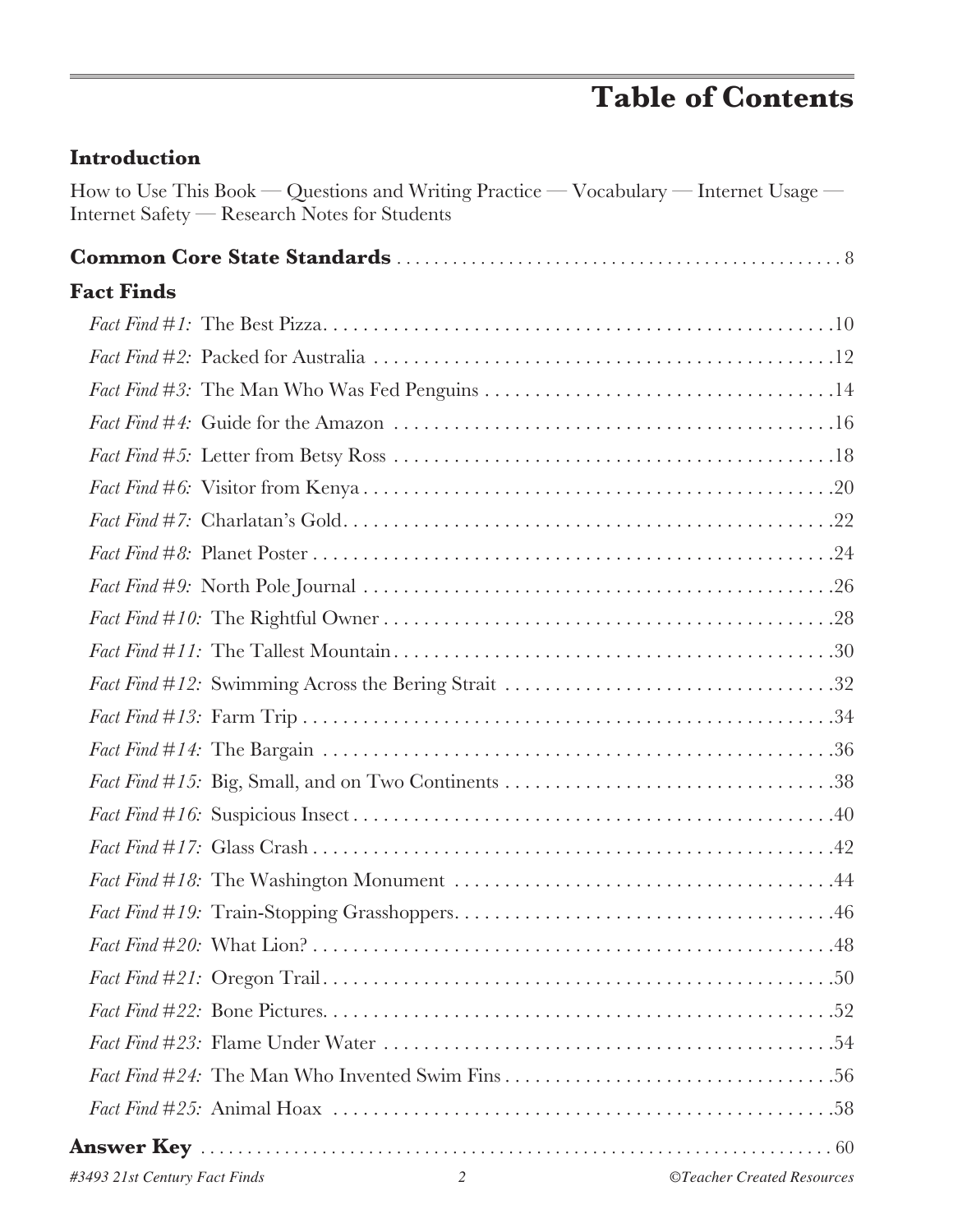# Table of Contents

## Introduction

How to Use This Book — Questions and Writing Practice — Vocabulary — Internet Usage — Internet Safety — Research Notes for Students

**Common Core State Standards** . . . . . . . . . . . . . . . . . . . . . . . . . . . . . . . . . . . . . . . . . . . . . . 8

## Fact Finds

*Fact Find #1:* The Best Pizza . . . . . . . . . . . . . . . . . . . . . . . . . . . . . . . . . . . . . . . . . . . . . . . 10

*Fact Find #2:* Packed for Australia . . . . . . . . . . . . . . . . . . . . . . . . . . . . . . . . . . . . . . . . . . . 12

*Fact Find #3:* The Man Who Was Fed Penguins . . . . . . . . . . . . . . . . . . . . . . . . . . . . . . . . . . 14

*Fact Find #4:* Guide for the Amazon . . . . . . . . . . . . . . . . . . . . . . . . . . . . . . . . . . . . . . . . . 16

*Fact Find #5:* Letter from Betsy Ross . . . . . . . . . . . . . . . . . . . . . . . . . . . . . . . . . . . . . . . . . 18

*Fact Find #6:* Visitor from Kenya . . . . . . . . . . . . . . . . . . . . . . . . . . . . . . . . . . . . . . . . . . . . 20

*Fact Find #7:* Charlatan's Gold . . . . . . . . . . . . . . . . . . . . . . . . . . . . . . . . . . . . . . . . . . . . . 22

*Fact Find #8:* Planet Poster . . . . . . . . . . . . . . . . . . . . . . . . . . . . . . . . . . . . . . . . . . . . . . . . 24

*Fact Find #9:* North Pole Journal . . . . . . . . . . . . . . . . . . . . . . . . . . . . . . . . . . . . . . . . . . . . 26

*Fact Find #10:* The Rightful Owner . . . . . . . . . . . . . . . . . . . . . . . . . . . . . . . . . . . . . . . . . . . 28

*Fact Find #11:* The Tallest Mountain . . . . . . . . . . . . . . . . . . . . . . . . . . . . . . . . . . . . . . . . . . 30

*Fact Find #12:* Swimming Across the Bering Strait . . . . . . . . . . . . . . . . . . . . . . . . . . . . . . . . 32

*Fact Find #13:* Farm Trip . . . . . . . . . . . . . . . . . . . . . . . . . . . . . . . . . . . . . . . . . . . . . . . . . . 34

*Fact Find #14:* The Bargain . . . . . . . . . . . . . . . . . . . . . . . . . . . . . . . . . . . . . . . . . . . . . . . . 36

*Fact Find #15:* Big, Small, and on Two Continents . . . . . . . . . . . . . . . . . . . . . . . . . . . . . . . . 38

*Fact Find #16:* Suspicious Insect . . . . . . . . . . . . . . . . . . . . . . . . . . . . . . . . . . . . . . . . . . . . . 40

*Fact Find #17:* Glass Crash . . . . . . . . . . . . . . . . . . . . . . . . . . . . . . . . . . . . . . . . . . . . . . . . . 42

*Fact Find #18:* The Washington Monument . . . . . . . . . . . . . . . . . . . . . . . . . . . . . . . . . . . . . 44

*Fact Find #19:* Train-Stopping Grasshoppers . . . . . . . . . . . . . . . . . . . . . . . . . . . . . . . . . . . . 46

*Fact Find #20:* What Lion? . . . . . . . . . . . . . . . . . . . . . . . . . . . . . . . . . . . . . . . . . . . . . . . . . 48

*Fact Find #21:* Oregon Trail . . . . . . . . . . . . . . . . . . . . . . . . . . . . . . . . . . . . . . . . . . . . . . . . 50

*Fact Find #22:* Bone Pictures . . . . . . . . . . . . . . . . . . . . . . . . . . . . . . . . . . . . . . . . . . . . . . . 52

*Fact Find #23:* Flame Under Water . . . . . . . . . . . . . . . . . . . . . . . . . . . . . . . . . . . . . . . . . . . 54

*Fact Find #24:* The Man Who Invented Swim Fins . . . . . . . . . . . . . . . . . . . . . . . . . . . . . . . . 56

*Fact Find #25:* Animal Hoax . . . . . . . . . . . . . . . . . . . . . . . . . . . . . . . . . . . . . . . . . . . . . . . . 58

**Answer Key** . . . . . . . . . . . . . . . . . . . . . . . . . . . . . . . . . . . . . . . . . . . . . . . . . . . . . . . . . . . . 60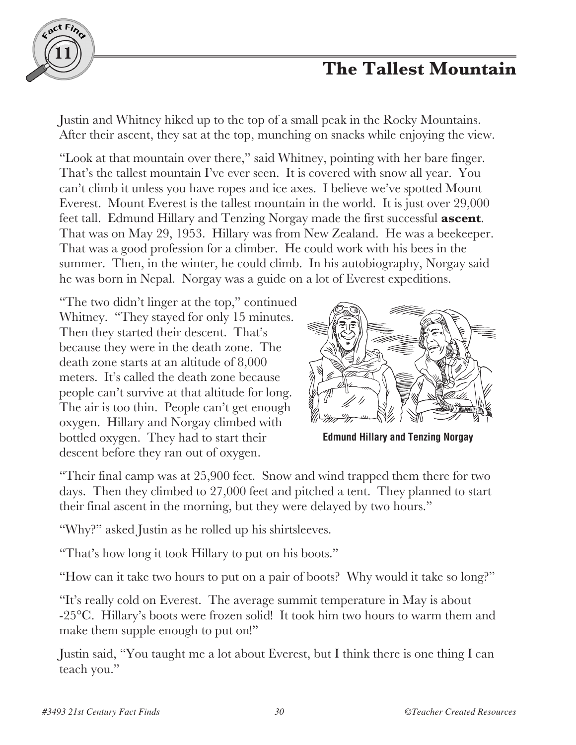# The Tallest Mountain

Justin and Whitney hiked up to the top of a small peak in the Rocky Mountains. After their ascent, they sat at the top, munching on snacks while enjoying the view.

"Look at that mountain over there," said Whitney, pointing with her bare finger. That's the tallest mountain I've ever seen. It is covered with snow all year. You can't climb it unless you have ropes and ice axes. I believe we've spotted Mount Everest. Mount Everest is the tallest mountain in the world. It is just over 29,000 feet tall. Edmund Hillary and Tenzing Norgay made the first successful **ascent**. That was on May 29, 1953. Hillary was from New Zealand. He was a beekeeper. That was a good profession for a climber. He could work with his bees in the summer. Then, in the winter, he could climb. In his autobiography, Norgay said he was born in Nepal. Norgay was a guide on a lot of Everest expeditions.

"The two didn't linger at the top," continued Whitney. "They stayed for only 15 minutes. Then they started their descent. That's because they were in the death zone. The death zone starts at an altitude of 8,000 meters. It's called the death zone because people can't survive at that altitude for long. The air is too thin. People can't get enough oxygen. Hillary and Norgay climbed with bottled oxygen. They had to start their descent before they ran out of oxygen.

**Edmund Hillary and Tenzing Norgay**

"Their final camp was at 25,900 feet. Snow and wind trapped them there for two days. Then they climbed to 27,000 feet and pitched a tent. They planned to start their final ascent in the morning, but they were delayed by two hours."

"Why?" asked Justin as he rolled up his shirtsleeves.

"That's how long it took Hillary to put on his boots."

"How can it take two hours to put on a pair of boots? Why would it take so long?"

"It's really cold on Everest. The average summit temperature in May is about -25°C. Hillary's boots were frozen solid! It took him two hours to warm them and make them supple enough to put on!"

Justin said, "You taught me a lot about Everest, but I think there is one thing I can teach you."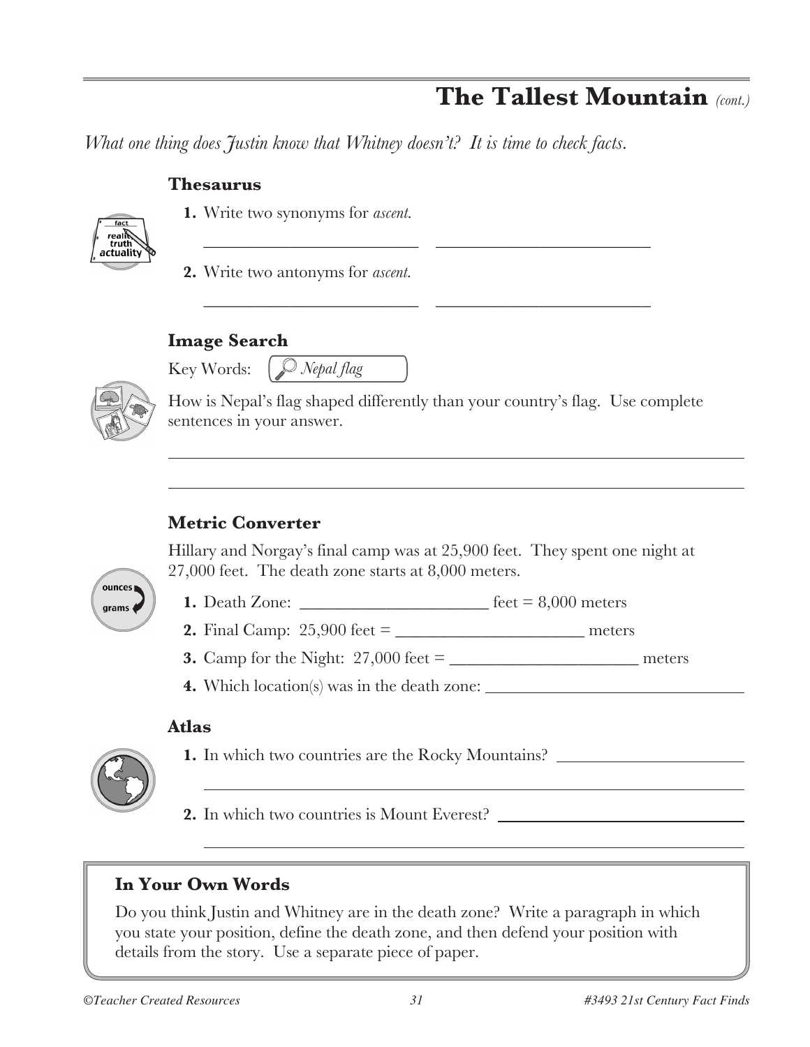# The Tallest Mountain *(cont.)*

*What one thing does Justin know that Whitney doesn't? It is time to check facts.*

### Thesaurus

1. Write two synonyms for *ascent*.

   ______________________ ______________________

2. Write two antonyms for *ascent*.

   ______________________ ______________________

### Image Search

Key Words: *Nepal flag*

How is Nepal's flag shaped differently than your country's flag. Use complete sentences in your answer.

______________________________________________________________

______________________________________________________________

### Metric Converter

Hillary and Norgay's final camp was at 25,900 feet. They spent one night at 27,000 feet. The death zone starts at 8,000 meters.

1. Death Zone: ____________________ feet = 8,000 meters
2. Final Camp: 25,900 feet = ____________________ meters
3. Camp for the Night: 27,000 feet = ____________________ meters
4. Which location(s) was in the death zone: ____________________________

### Atlas

1. In which two countries are the Rocky Mountains? ____________________

   ______________________________________________________________

2. In which two countries is Mount Everest? ____________________

   ______________________________________________________________

### In Your Own Words

Do you think Justin and Whitney are in the death zone? Write a paragraph in which you state your position, define the death zone, and then defend your position with details from the story. Use a separate piece of paper.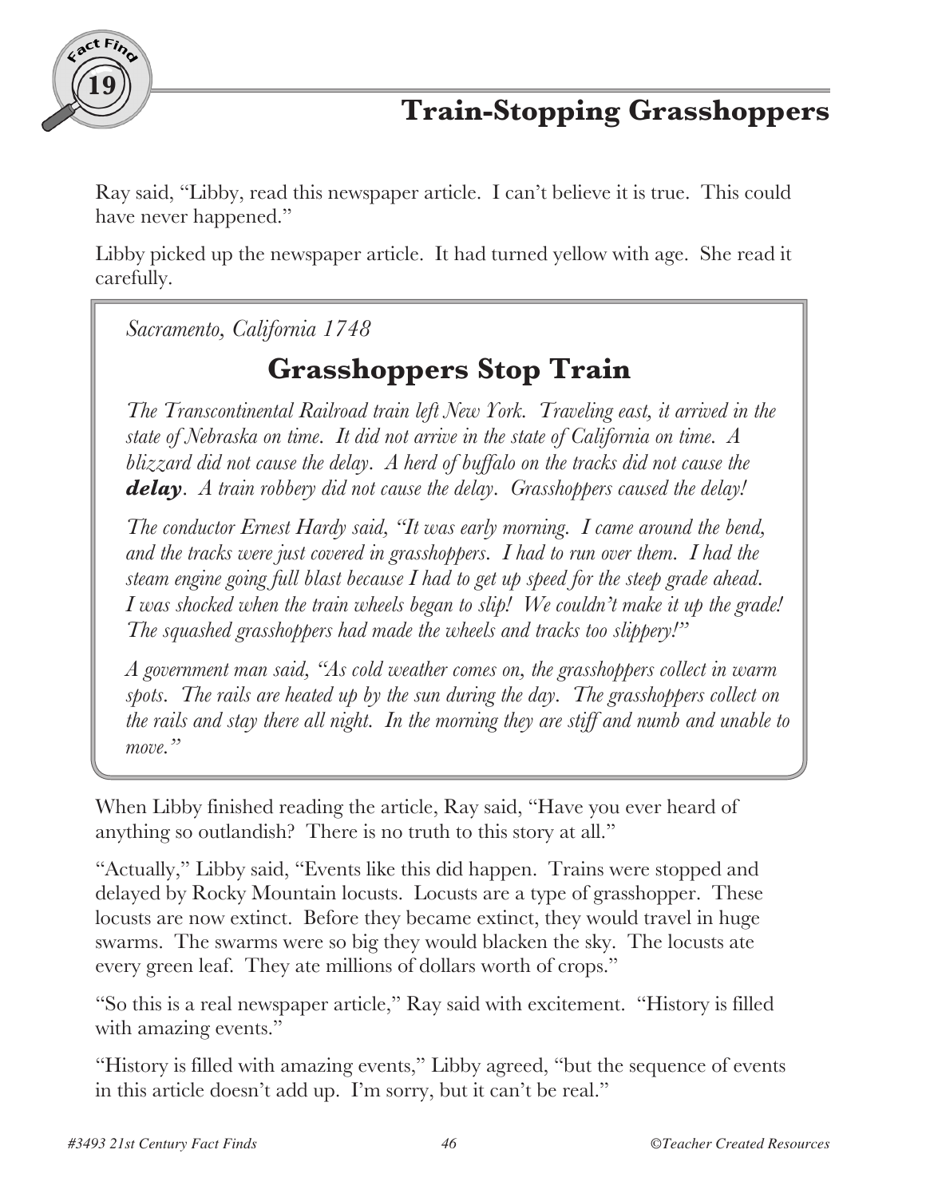# Train-Stopping Grasshoppers

Ray said, "Libby, read this newspaper article. I can't believe it is true. This could have never happened."

Libby picked up the newspaper article. It had turned yellow with age. She read it carefully.

> *Sacramento, California 1748*
>
> ## Grasshoppers Stop Train
>
> *The Transcontinental Railroad train left New York. Traveling east, it arrived in the state of Nebraska on time. It did not arrive in the state of California on time. A blizzard did not cause the delay. A herd of buffalo on the tracks did not cause the* ***delay****. A train robbery did not cause the delay. Grasshoppers caused the delay!*
>
> *The conductor Ernest Hardy said, "It was early morning. I came around the bend, and the tracks were just covered in grasshoppers. I had to run over them. I had the steam engine going full blast because I had to get up speed for the steep grade ahead. I was shocked when the train wheels began to slip! We couldn't make it up the grade! The squashed grasshoppers had made the wheels and tracks too slippery!"*
>
> *A government man said, "As cold weather comes on, the grasshoppers collect in warm spots. The rails are heated up by the sun during the day. The grasshoppers collect on the rails and stay there all night. In the morning they are stiff and numb and unable to move."*

When Libby finished reading the article, Ray said, "Have you ever heard of anything so outlandish? There is no truth to this story at all."

"Actually," Libby said, "Events like this did happen. Trains were stopped and delayed by Rocky Mountain locusts. Locusts are a type of grasshopper. These locusts are now extinct. Before they became extinct, they would travel in huge swarms. The swarms were so big they would blacken the sky. The locusts ate every green leaf. They ate millions of dollars worth of crops."

"So this is a real newspaper article," Ray said with excitement. "History is filled with amazing events."

"History is filled with amazing events," Libby agreed, "but the sequence of events in this article doesn't add up. I'm sorry, but it can't be real."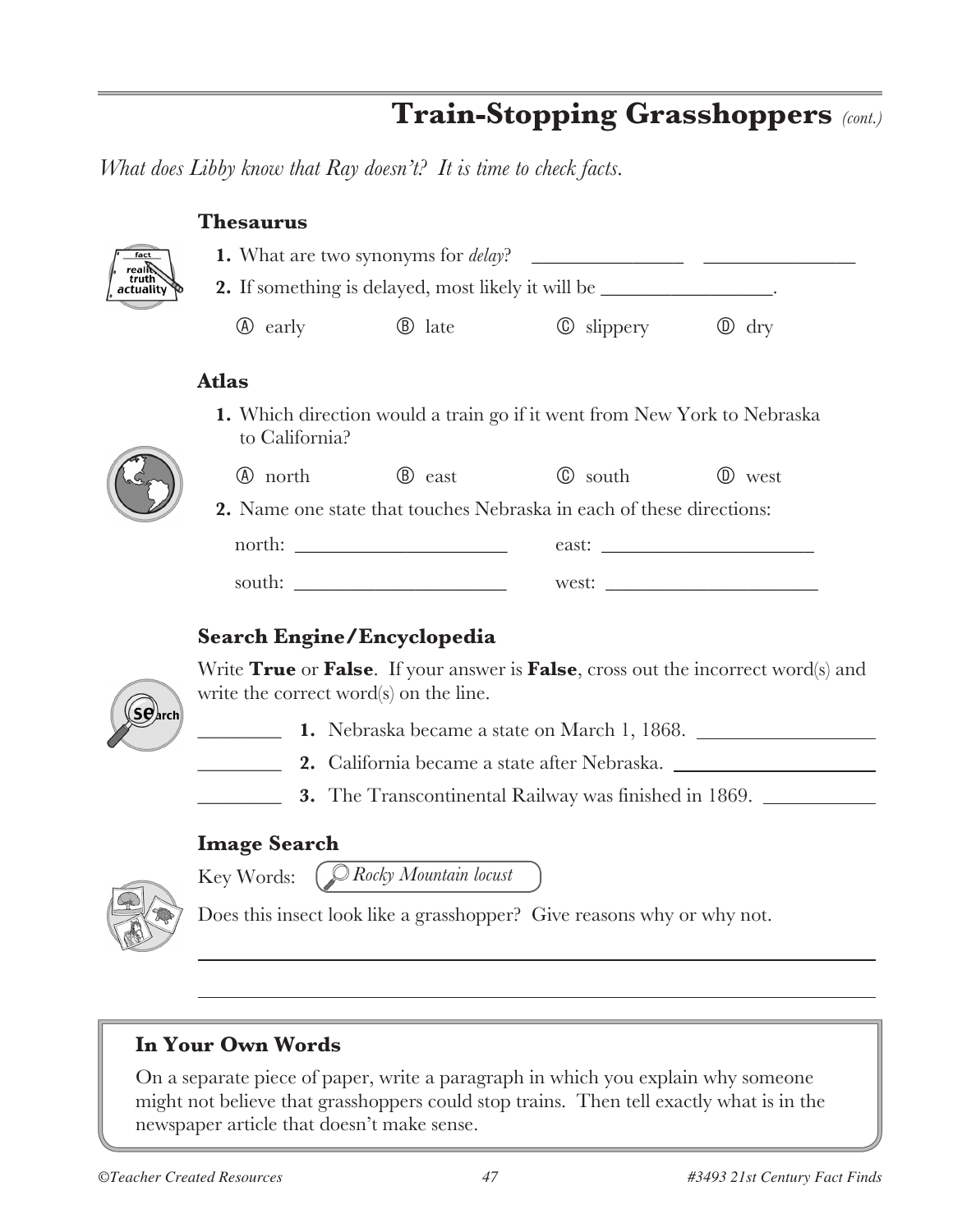# Train-Stopping Grasshoppers *(cont.)*

*What does Libby know that Ray doesn't? It is time to check facts.*

### Thesaurus

1. What are two synonyms for *delay*? _______________ _______________
2. If something is delayed, most likely it will be _________________.

Ⓐ early Ⓑ late Ⓒ slippery Ⓓ dry

### Atlas

1. Which direction would a train go if it went from New York to Nebraska to California?

Ⓐ north Ⓑ east Ⓒ south Ⓓ west

2. Name one state that touches Nebraska in each of these directions:

north: _____________________ east: _____________________

south: _____________________ west: _____________________

### Search Engine/Encyclopedia

Write **True** or **False**. If your answer is **False**, cross out the incorrect word(s) and write the correct word(s) on the line.

________ **1.** Nebraska became a state on March 1, 1868. __________________

________ **2.** California became a state after Nebraska. ____________________

________ **3.** The Transcontinental Railway was finished in 1869. ___________

### Image Search

Key Words: *Rocky Mountain locust*

Does this insect look like a grasshopper? Give reasons why or why not.

_______________________________________________________________

_______________________________________________________________

### In Your Own Words

On a separate piece of paper, write a paragraph in which you explain why someone might not believe that grasshoppers could stop trains. Then tell exactly what is in the newspaper article that doesn't make sense.